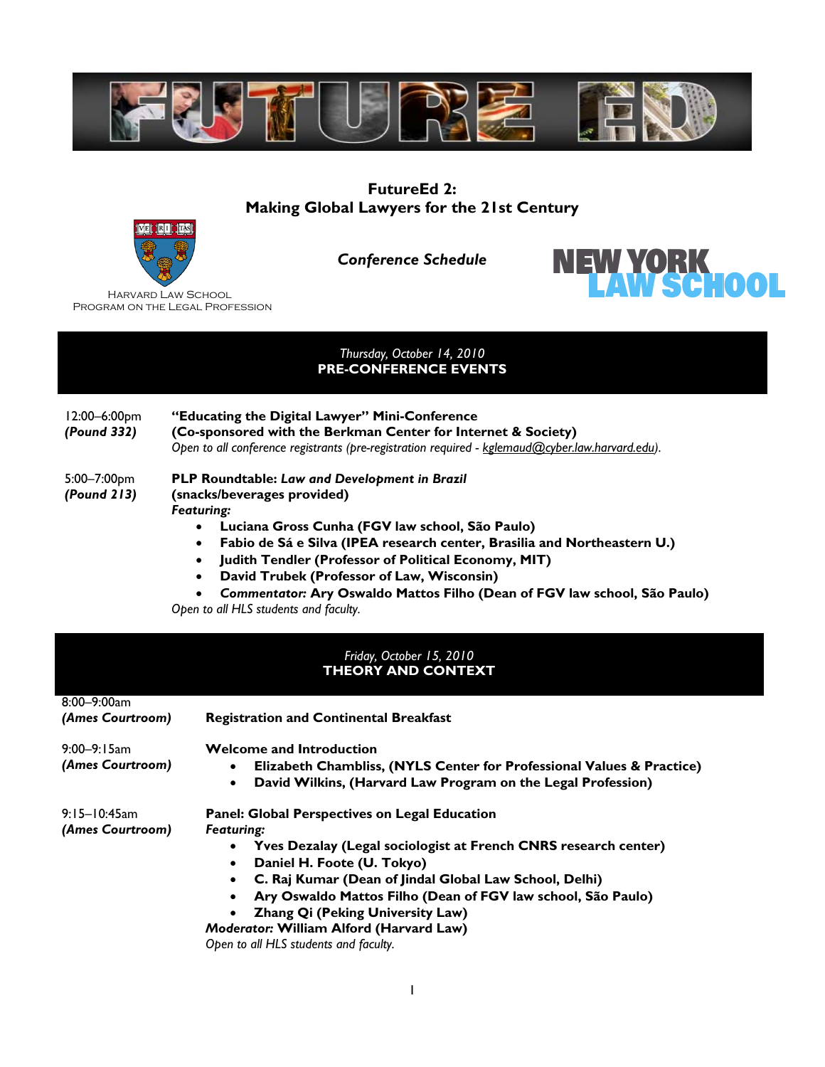# FUTURE ED

## FutureEd 2:
## Making Global Lawyers for the 21st Century

HARVARD LAW SCHOOL
PROGRAM ON THE LEGAL PROFESSION

*Conference Schedule*

NEW YORK LAW SCHOOL

---

*Thursday, October 14, 2010*
## PRE-CONFERENCE EVENTS

12:00–6:00pm
***(Pound 332)***

**"Educating the Digital Lawyer" Mini-Conference**
**(Co-sponsored with the Berkman Center for Internet & Society)**
*Open to all conference registrants (pre-registration required - kglemaud@cyber.law.harvard.edu).*

5:00–7:00pm
***(Pound 213)***

**PLP Roundtable: *Law and Development in Brazil***
**(snacks/beverages provided)**
***Featuring:***

- **Luciana Gross Cunha (FGV law school, São Paulo)**
- **Fabio de Sá e Silva (IPEA research center, Brasilia and Northeastern U.)**
- **Judith Tendler (Professor of Political Economy, MIT)**
- **David Trubek (Professor of Law, Wisconsin)**
- ***Commentator:* Ary Oswaldo Mattos Filho (Dean of FGV law school, São Paulo)**

*Open to all HLS students and faculty.*

---

*Friday, October 15, 2010*
## THEORY AND CONTEXT

8:00–9:00am
***(Ames Courtroom)***

**Registration and Continental Breakfast**

9:00–9:15am
***(Ames Courtroom)***

**Welcome and Introduction**

- **Elizabeth Chambliss, (NYLS Center for Professional Values & Practice)**
- **David Wilkins, (Harvard Law Program on the Legal Profession)**

9:15–10:45am
***(Ames Courtroom)***

**Panel: Global Perspectives on Legal Education**
***Featuring:***

- **Yves Dezalay (Legal sociologist at French CNRS research center)**
- **Daniel H. Foote (U. Tokyo)**
- **C. Raj Kumar (Dean of Jindal Global Law School, Delhi)**
- **Ary Oswaldo Mattos Filho (Dean of FGV law school, São Paulo)**
- **Zhang Qi (Peking University Law)**

***Moderator:* William Alford (Harvard Law)**
*Open to all HLS students and faculty.*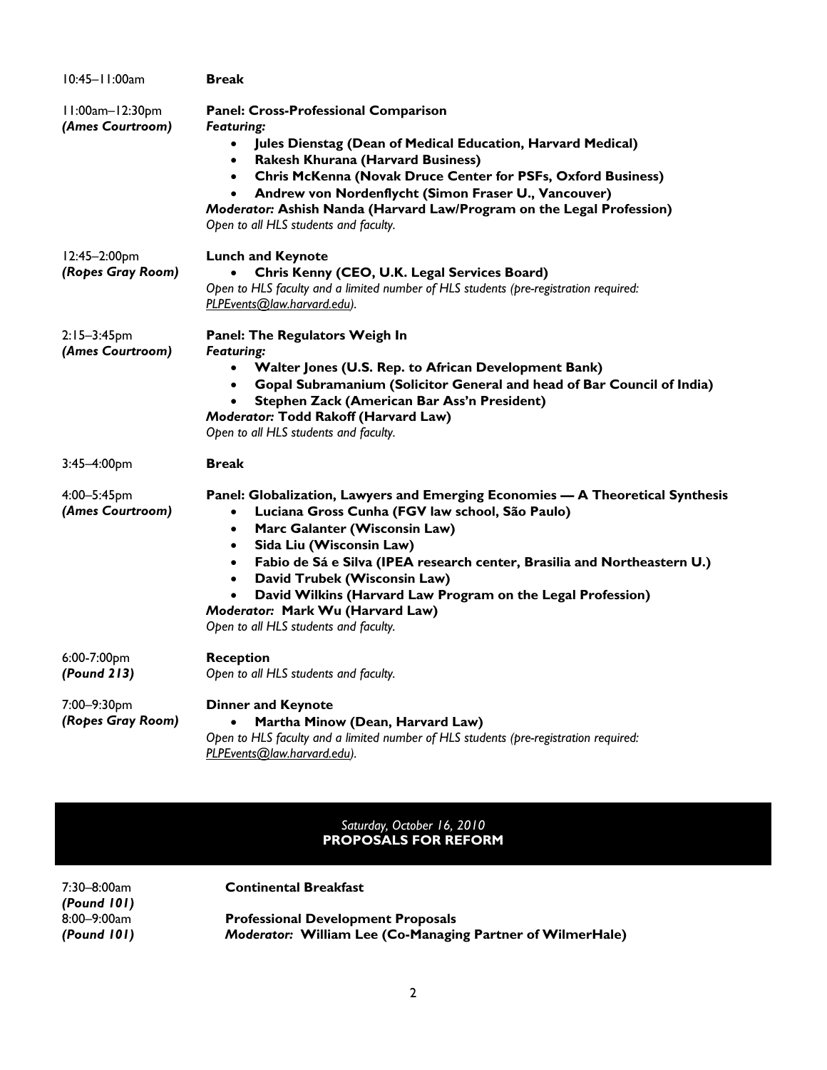10:45–11:00am **Break**

11:00am–12:30pm *(Ames Courtroom)*

**Panel: Cross-Professional Comparison**
***Featuring:***
- **Jules Dienstag (Dean of Medical Education, Harvard Medical)**
- **Rakesh Khurana (Harvard Business)**
- **Chris McKenna (Novak Druce Center for PSFs, Oxford Business)**
- **Andrew von Nordenflycht (Simon Fraser U., Vancouver)**

***Moderator:* Ashish Nanda (Harvard Law/Program on the Legal Profession)**
*Open to all HLS students and faculty.*

12:45–2:00pm *(Ropes Gray Room)*

**Lunch and Keynote**
- **Chris Kenny (CEO, U.K. Legal Services Board)**

*Open to HLS faculty and a limited number of HLS students (pre-registration required: PLPEvents@law.harvard.edu).*

2:15–3:45pm *(Ames Courtroom)*

**Panel: The Regulators Weigh In**
***Featuring:***
- **Walter Jones (U.S. Rep. to African Development Bank)**
- **Gopal Subramanium (Solicitor General and head of Bar Council of India)**
- **Stephen Zack (American Bar Ass'n President)**

***Moderator:* Todd Rakoff (Harvard Law)**
*Open to all HLS students and faculty.*

3:45–4:00pm **Break**

4:00–5:45pm *(Ames Courtroom)*

**Panel: Globalization, Lawyers and Emerging Economies — A Theoretical Synthesis**
- **Luciana Gross Cunha (FGV law school, São Paulo)**
- **Marc Galanter (Wisconsin Law)**
- **Sida Liu (Wisconsin Law)**
- **Fabio de Sá e Silva (IPEA research center, Brasilia and Northeastern U.)**
- **David Trubek (Wisconsin Law)**
- **David Wilkins (Harvard Law Program on the Legal Profession)**

***Moderator:* Mark Wu (Harvard Law)**
*Open to all HLS students and faculty.*

6:00-7:00pm *(Pound 213)*

**Reception**
*Open to all HLS students and faculty.*

7:00–9:30pm *(Ropes Gray Room)*

**Dinner and Keynote**
- **Martha Minow (Dean, Harvard Law)**

*Open to HLS faculty and a limited number of HLS students (pre-registration required: PLPEvents@law.harvard.edu).*

## *Saturday, October 16, 2010* PROPOSALS FOR REFORM

7:30–8:00am *(Pound 101)* **Continental Breakfast**

8:00–9:00am *(Pound 101)*

**Professional Development Proposals**
***Moderator:* William Lee (Co-Managing Partner of WilmerHale)**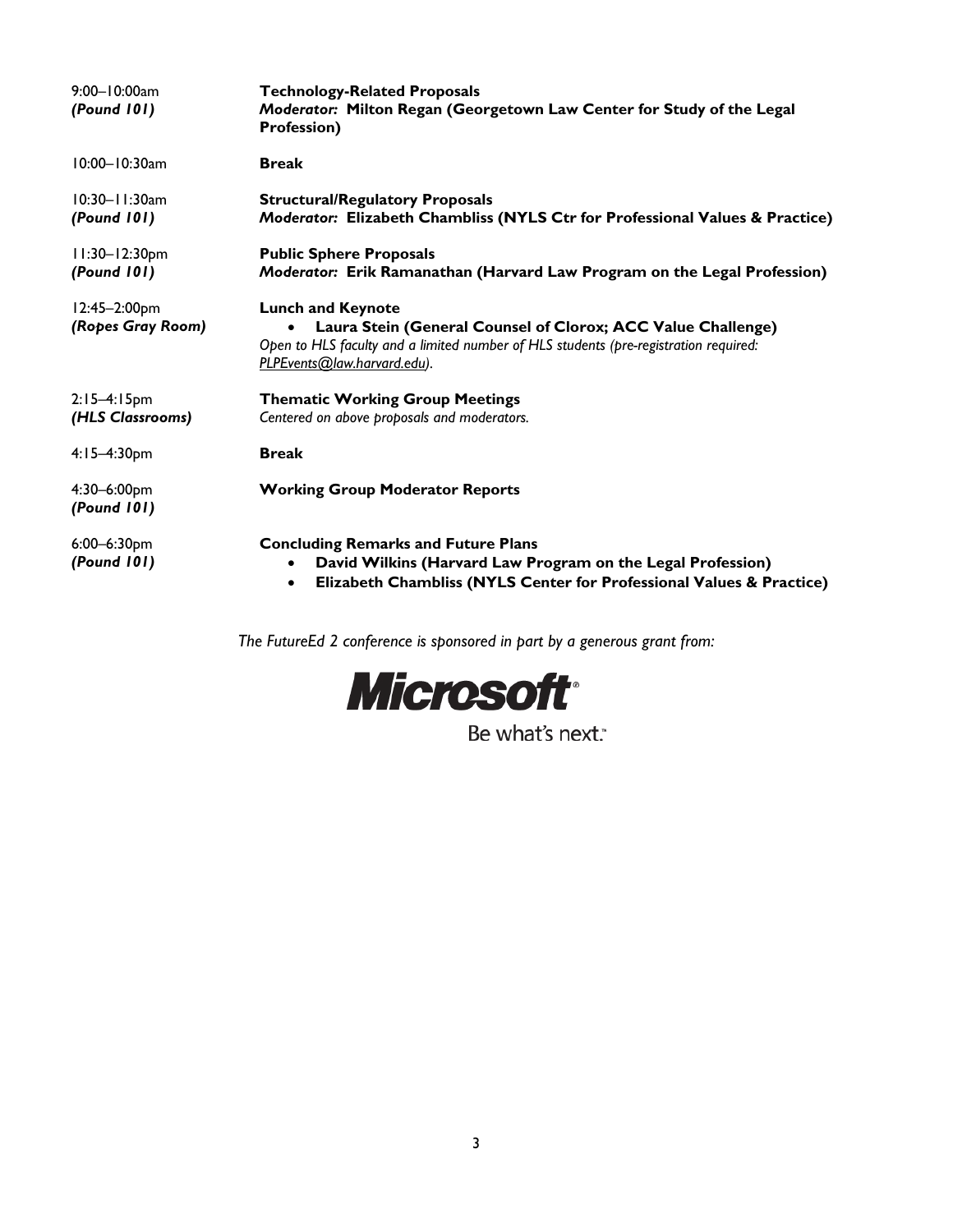| | | |
|---|---|---|
| 9:00–10:00am *(Pound 101)* | **Technology-Related Proposals** *Moderator:* **Milton Regan (Georgetown Law Center for Study of the Legal Profession)** |
| 10:00–10:30am | **Break** |
| 10:30–11:30am *(Pound 101)* | **Structural/Regulatory Proposals** *Moderator:* **Elizabeth Chambliss (NYLS Ctr for Professional Values & Practice)** |
| 11:30–12:30pm *(Pound 101)* | **Public Sphere Proposals** *Moderator:* **Erik Ramanathan (Harvard Law Program on the Legal Profession)** |
| 12:45–2:00pm *(Ropes Gray Room)* | **Lunch and Keynote** • **Laura Stein (General Counsel of Clorox; ACC Value Challenge)** *Open to HLS faculty and a limited number of HLS students (pre-registration required: PLPEvents@law.harvard.edu).* |
| 2:15–4:15pm *(HLS Classrooms)* | **Thematic Working Group Meetings** *Centered on above proposals and moderators.* |
| 4:15–4:30pm | **Break** |
| 4:30–6:00pm *(Pound 101)* | **Working Group Moderator Reports** |
| 6:00–6:30pm *(Pound 101)* | **Concluding Remarks and Future Plans** • **David Wilkins (Harvard Law Program on the Legal Profession)** • **Elizabeth Chambliss (NYLS Center for Professional Values & Practice)** |

*The FutureEd 2 conference is sponsored in part by a generous grant from:*

**Microsoft**®

Be what's next.™